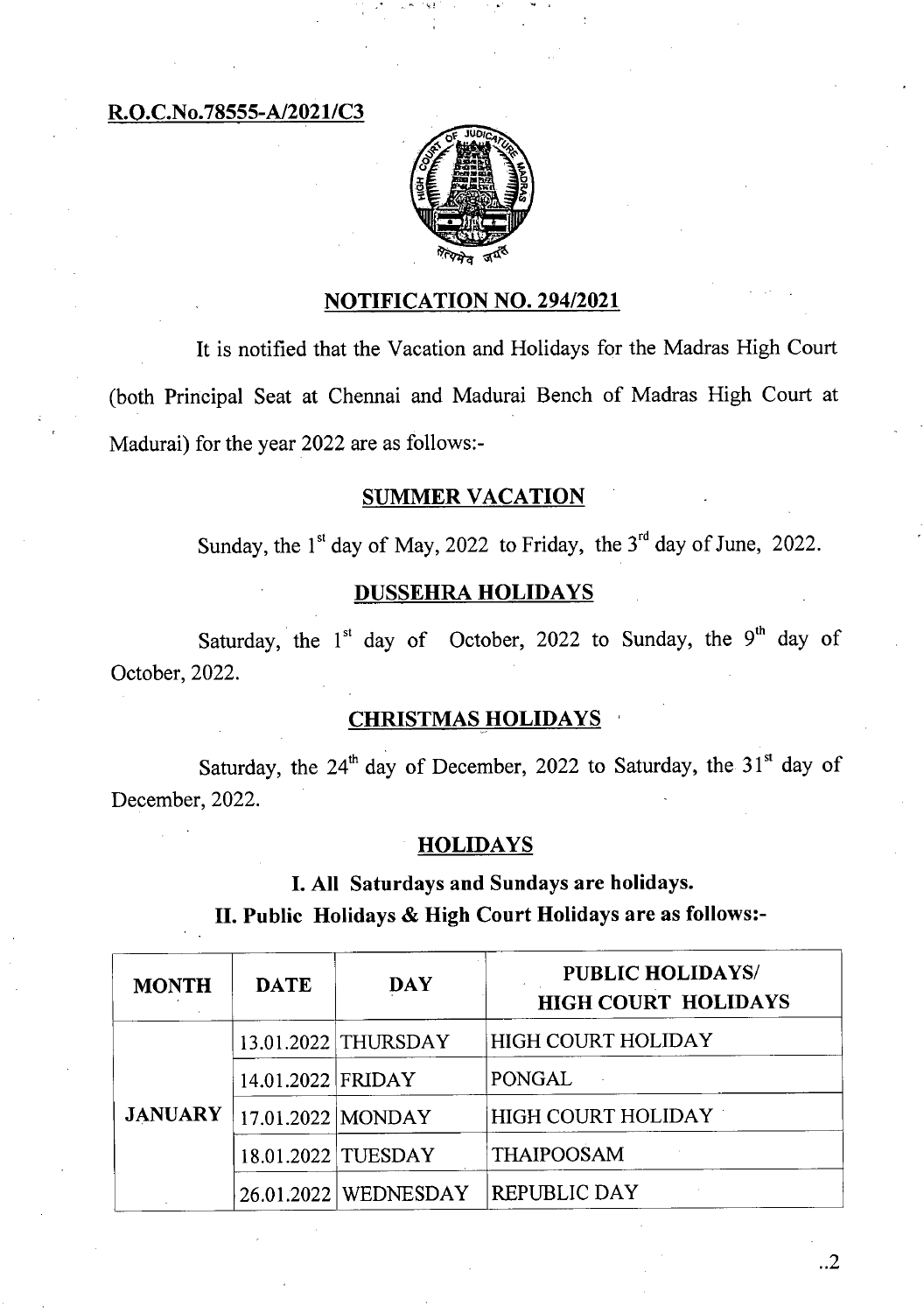**R.O.C.No.78555-A/2021/C3**

## NOTIFICATION NO. 294/2021

It is notified that the Vacation and Holidays for the Madras High Court (both Principal Seat at Chennai and Madurai Bench of Madras High Court at Madurai) for the year 2022 are as follows:-

### SUMMER VACATION

Sunday, the 1st day of May, 2022 to Friday, the 3rd day of June, 2022.

### DUSSEHRA HOLIDAYS

Saturday, the 1st day of October, 2022 to Sunday, the 9th day of October, 2022.

### CHRISTMAS HOLIDAYS

Saturday, the 24th day of December, 2022 to Saturday, the 31st day of December, 2022.

### HOLIDAYS

**I. All Saturdays and Sundays are holidays.**

**II. Public Holidays & High Court Holidays are as follows:-**

| MONTH | DATE | DAY | PUBLIC HOLIDAYS/ HIGH COURT HOLIDAYS |
|---|---|---|---|
| JANUARY | 13.01.2022 | THURSDAY | HIGH COURT HOLIDAY |
| | 14.01.2022 | FRIDAY | PONGAL |
| | 17.01.2022 | MONDAY | HIGH COURT HOLIDAY |
| | 18.01.2022 | TUESDAY | THAIPOOSAM |
| | 26.01.2022 | WEDNESDAY | REPUBLIC DAY |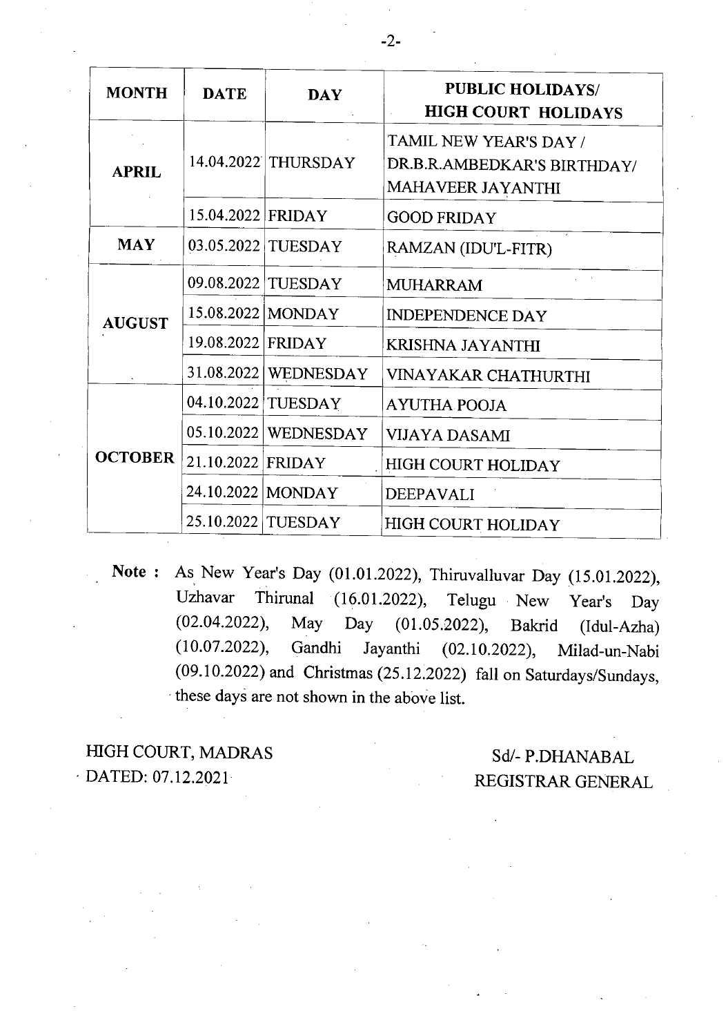| MONTH | DATE | DAY | PUBLIC HOLIDAYS/ HIGH COURT HOLIDAYS |
|---|---|---|---|
| APRIL | 14.04.2022 | THURSDAY | TAMIL NEW YEAR'S DAY / DR.B.R.AMBEDKAR'S BIRTHDAY/ MAHAVEER JAYANTHI |
| | 15.04.2022 | FRIDAY | GOOD FRIDAY |
| MAY | 03.05.2022 | TUESDAY | RAMZAN (IDU'L-FITR) |
| AUGUST | 09.08.2022 | TUESDAY | MUHARRAM |
| | 15.08.2022 | MONDAY | INDEPENDENCE DAY |
| | 19.08.2022 | FRIDAY | KRISHNA JAYANTHI |
| | 31.08.2022 | WEDNESDAY | VINAYAKAR CHATHURTHI |
| OCTOBER | 04.10.2022 | TUESDAY | AYUTHA POOJA |
| | 05.10.2022 | WEDNESDAY | VIJAYA DASAMI |
| | 21.10.2022 | FRIDAY | HIGH COURT HOLIDAY |
| | 24.10.2022 | MONDAY | DEEPAVALI |
| | 25.10.2022 | TUESDAY | HIGH COURT HOLIDAY |

**Note :** As New Year's Day (01.01.2022), Thiruvalluvar Day (15.01.2022), Uzhavar Thirunal (16.01.2022), Telugu New Year's Day (02.04.2022), May Day (01.05.2022), Bakrid (Idul-Azha) (10.07.2022), Gandhi Jayanthi (02.10.2022), Milad-un-Nabi (09.10.2022) and Christmas (25.12.2022) fall on Saturdays/Sundays, these days are not shown in the above list.

HIGH COURT, MADRAS
DATED: 07.12.2021

Sd/- P.DHANABAL
REGISTRAR GENERAL